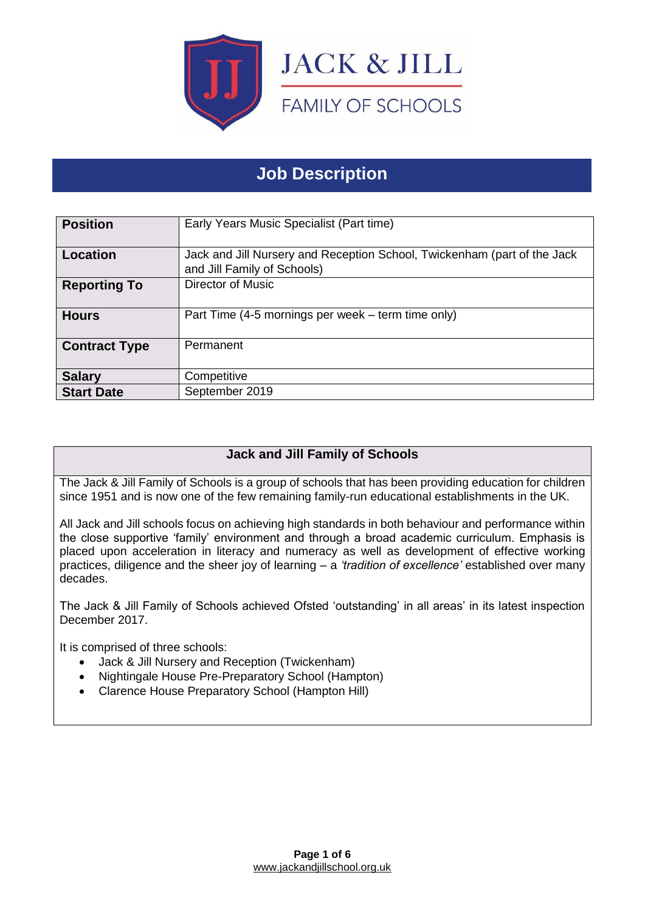JACK & JILL

FAMILY OF SCHOOLS

# Job Description

| | |
|---|---|
| **Position** | Early Years Music Specialist (Part time) |
| **Location** | Jack and Jill Nursery and Reception School, Twickenham (part of the Jack and Jill Family of Schools) |
| **Reporting To** | Director of Music |
| **Hours** | Part Time (4-5 mornings per week – term time only) |
| **Contract Type** | Permanent |
| **Salary** | Competitive |
| **Start Date** | September 2019 |

## Jack and Jill Family of Schools

The Jack & Jill Family of Schools is a group of schools that has been providing education for children since 1951 and is now one of the few remaining family-run educational establishments in the UK.

All Jack and Jill schools focus on achieving high standards in both behaviour and performance within the close supportive 'family' environment and through a broad academic curriculum. Emphasis is placed upon acceleration in literacy and numeracy as well as development of effective working practices, diligence and the sheer joy of learning – a *'tradition of excellence'* established over many decades.

The Jack & Jill Family of Schools achieved Ofsted 'outstanding' in all areas' in its latest inspection December 2017.

It is comprised of three schools:

- Jack & Jill Nursery and Reception (Twickenham)
- Nightingale House Pre-Preparatory School (Hampton)
- Clarence House Preparatory School (Hampton Hill)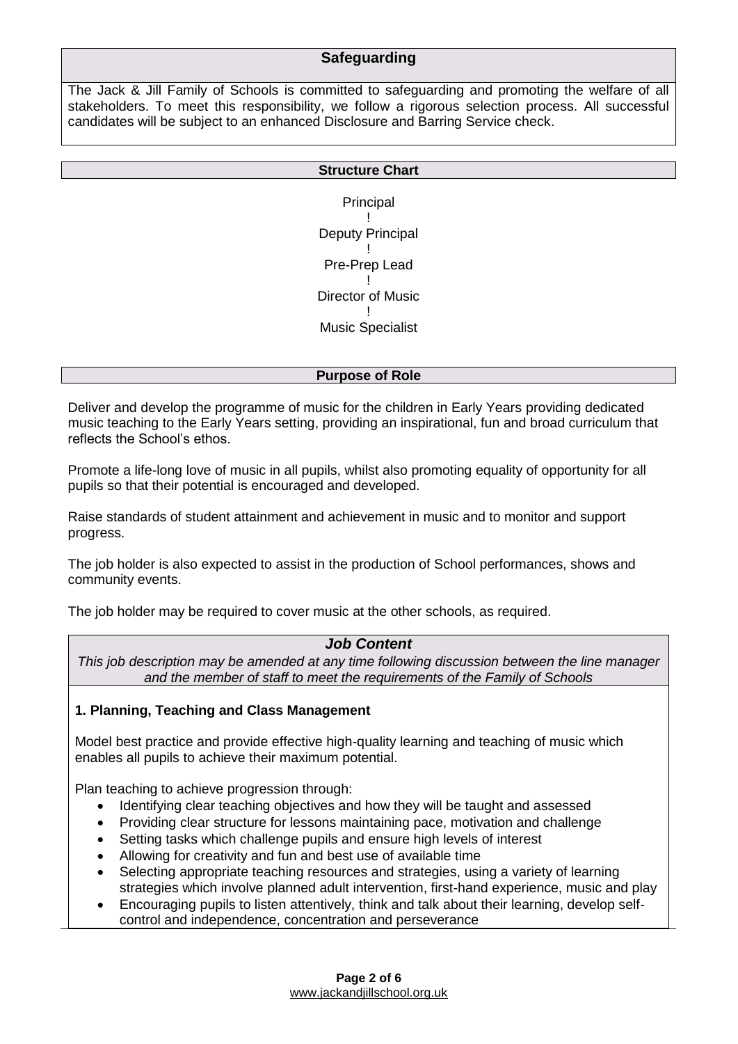## Safeguarding

The Jack & Jill Family of Schools is committed to safeguarding and promoting the welfare of all stakeholders. To meet this responsibility, we follow a rigorous selection process. All successful candidates will be subject to an enhanced Disclosure and Barring Service check.

## Structure Chart

Principal
!
Deputy Principal
!
Pre-Prep Lead
!
Director of Music
!
Music Specialist

## Purpose of Role

Deliver and develop the programme of music for the children in Early Years providing dedicated music teaching to the Early Years setting, providing an inspirational, fun and broad curriculum that reflects the School's ethos.

Promote a life-long love of music in all pupils, whilst also promoting equality of opportunity for all pupils so that their potential is encouraged and developed.

Raise standards of student attainment and achievement in music and to monitor and support progress.

The job holder is also expected to assist in the production of School performances, shows and community events.

The job holder may be required to cover music at the other schools, as required.

## *Job Content*

*This job description may be amended at any time following discussion between the line manager and the member of staff to meet the requirements of the Family of Schools*

### 1. Planning, Teaching and Class Management

Model best practice and provide effective high-quality learning and teaching of music which enables all pupils to achieve their maximum potential.

Plan teaching to achieve progression through:

- Identifying clear teaching objectives and how they will be taught and assessed
- Providing clear structure for lessons maintaining pace, motivation and challenge
- Setting tasks which challenge pupils and ensure high levels of interest
- Allowing for creativity and fun and best use of available time
- Selecting appropriate teaching resources and strategies, using a variety of learning strategies which involve planned adult intervention, first-hand experience, music and play
- Encouraging pupils to listen attentively, think and talk about their learning, develop self-control and independence, concentration and perseverance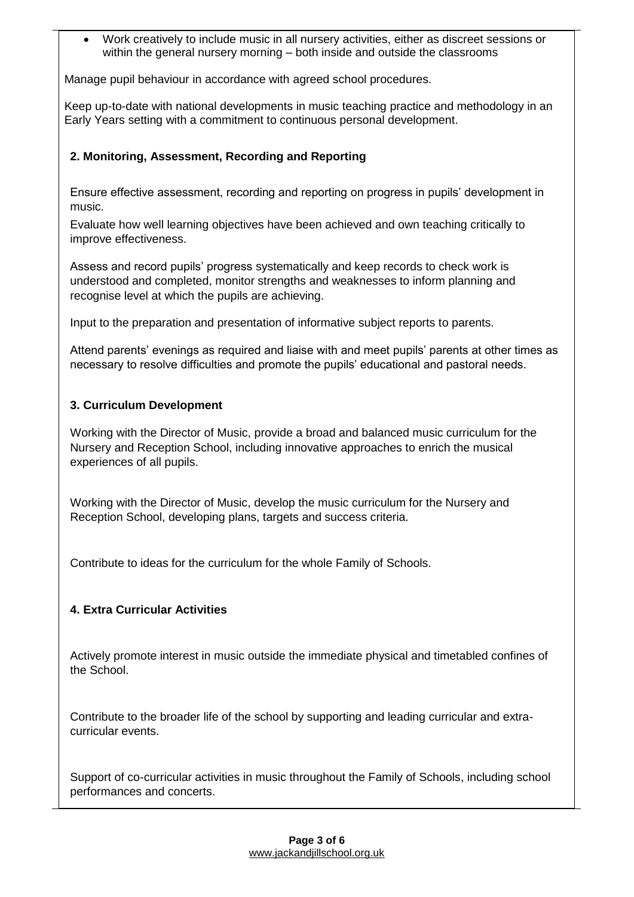- Work creatively to include music in all nursery activities, either as discreet sessions or within the general nursery morning – both inside and outside the classrooms

Manage pupil behaviour in accordance with agreed school procedures.

Keep up-to-date with national developments in music teaching practice and methodology in an Early Years setting with a commitment to continuous personal development.

### 2. Monitoring, Assessment, Recording and Reporting

Ensure effective assessment, recording and reporting on progress in pupils' development in music.

Evaluate how well learning objectives have been achieved and own teaching critically to improve effectiveness.

Assess and record pupils' progress systematically and keep records to check work is understood and completed, monitor strengths and weaknesses to inform planning and recognise level at which the pupils are achieving.

Input to the preparation and presentation of informative subject reports to parents.

Attend parents' evenings as required and liaise with and meet pupils' parents at other times as necessary to resolve difficulties and promote the pupils' educational and pastoral needs.

### 3. Curriculum Development

Working with the Director of Music, provide a broad and balanced music curriculum for the Nursery and Reception School, including innovative approaches to enrich the musical experiences of all pupils.

Working with the Director of Music, develop the music curriculum for the Nursery and Reception School, developing plans, targets and success criteria.

Contribute to ideas for the curriculum for the whole Family of Schools.

### 4. Extra Curricular Activities

Actively promote interest in music outside the immediate physical and timetabled confines of the School.

Contribute to the broader life of the school by supporting and leading curricular and extra-curricular events.

Support of co-curricular activities in music throughout the Family of Schools, including school performances and concerts.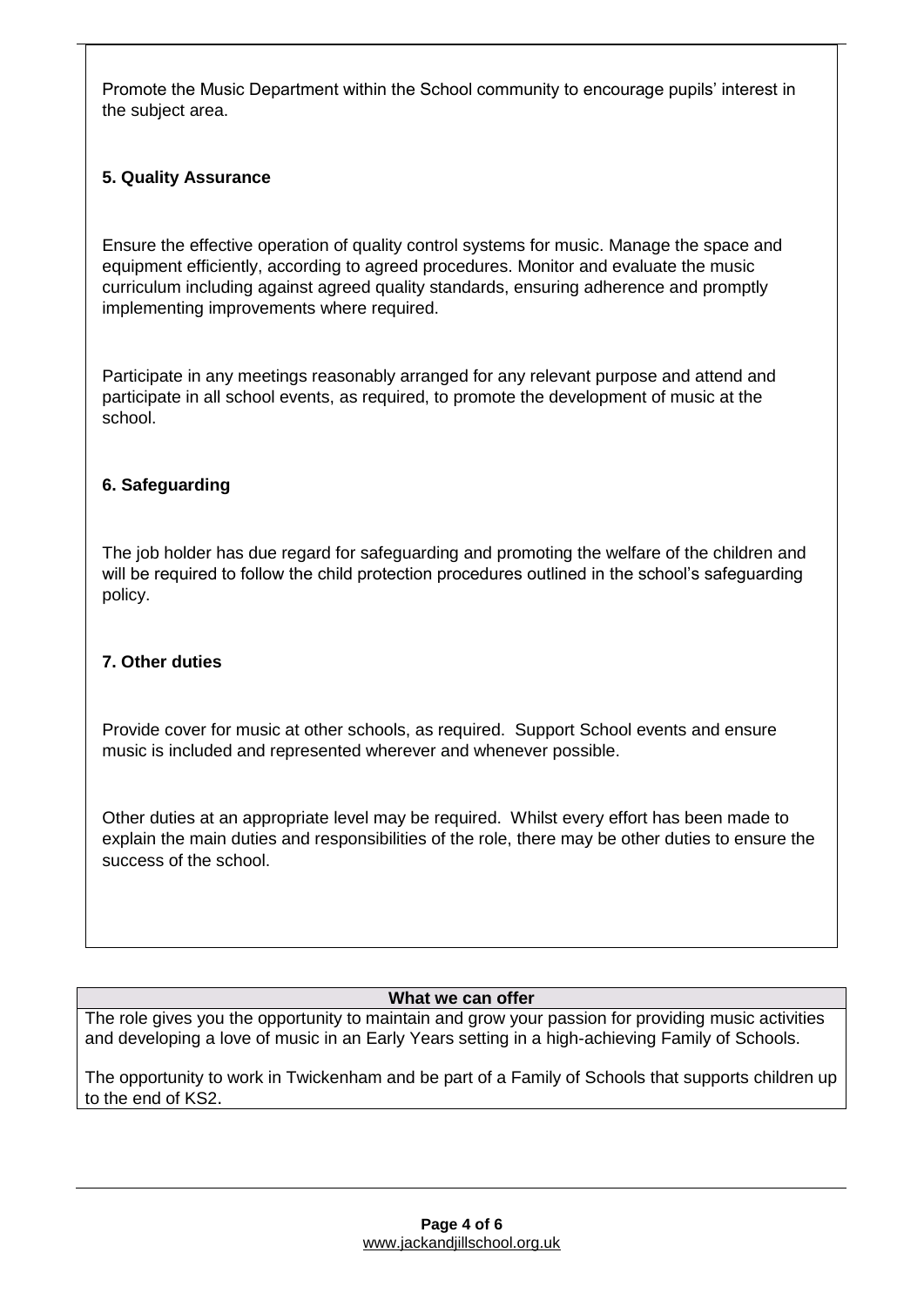Promote the Music Department within the School community to encourage pupils' interest in the subject area.

**5. Quality Assurance**

Ensure the effective operation of quality control systems for music. Manage the space and equipment efficiently, according to agreed procedures. Monitor and evaluate the music curriculum including against agreed quality standards, ensuring adherence and promptly implementing improvements where required.

Participate in any meetings reasonably arranged for any relevant purpose and attend and participate in all school events, as required, to promote the development of music at the school.

**6. Safeguarding**

The job holder has due regard for safeguarding and promoting the welfare of the children and will be required to follow the child protection procedures outlined in the school's safeguarding policy.

**7. Other duties**

Provide cover for music at other schools, as required. Support School events and ensure music is included and represented wherever and whenever possible.

Other duties at an appropriate level may be required. Whilst every effort has been made to explain the main duties and responsibilities of the role, there may be other duties to ensure the success of the school.

**What we can offer**

The role gives you the opportunity to maintain and grow your passion for providing music activities and developing a love of music in an Early Years setting in a high-achieving Family of Schools.

The opportunity to work in Twickenham and be part of a Family of Schools that supports children up to the end of KS2.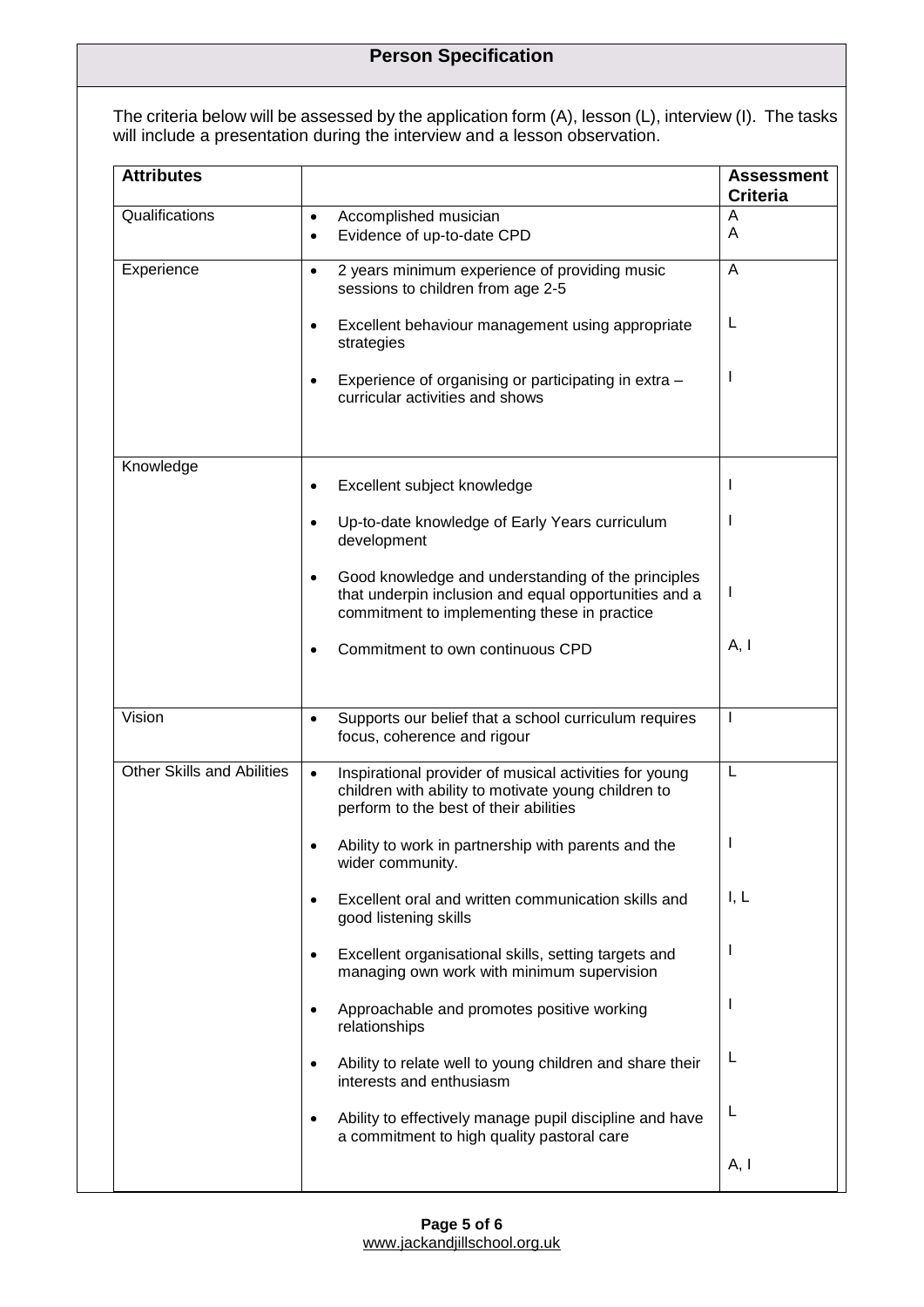## Person Specification

The criteria below will be assessed by the application form (A), lesson (L), interview (I). The tasks will include a presentation during the interview and a lesson observation.

| Attributes | | Assessment Criteria |
|---|---|---|
| Qualifications | • Accomplished musician<br>• Evidence of up-to-date CPD | A<br>A |
| Experience | • 2 years minimum experience of providing music sessions to children from age 2-5 | A |
| | • Excellent behaviour management using appropriate strategies | L |
| | • Experience of organising or participating in extra – curricular activities and shows | I |
| Knowledge | • Excellent subject knowledge | I |
| | • Up-to-date knowledge of Early Years curriculum development | I |
| | • Good knowledge and understanding of the principles that underpin inclusion and equal opportunities and a commitment to implementing these in practice | I |
| | • Commitment to own continuous CPD | A, I |
| Vision | • Supports our belief that a school curriculum requires focus, coherence and rigour | I |
| Other Skills and Abilities | • Inspirational provider of musical activities for young children with ability to motivate young children to perform to the best of their abilities | L |
| | • Ability to work in partnership with parents and the wider community. | I |
| | • Excellent oral and written communication skills and good listening skills | I, L |
| | • Excellent organisational skills, setting targets and managing own work with minimum supervision | I |
| | • Approachable and promotes positive working relationships | I |
| | • Ability to relate well to young children and share their interests and enthusiasm | L |
| | • Ability to effectively manage pupil discipline and have a commitment to high quality pastoral care | L |
| | | A, I |

www.jackandjillschool.org.uk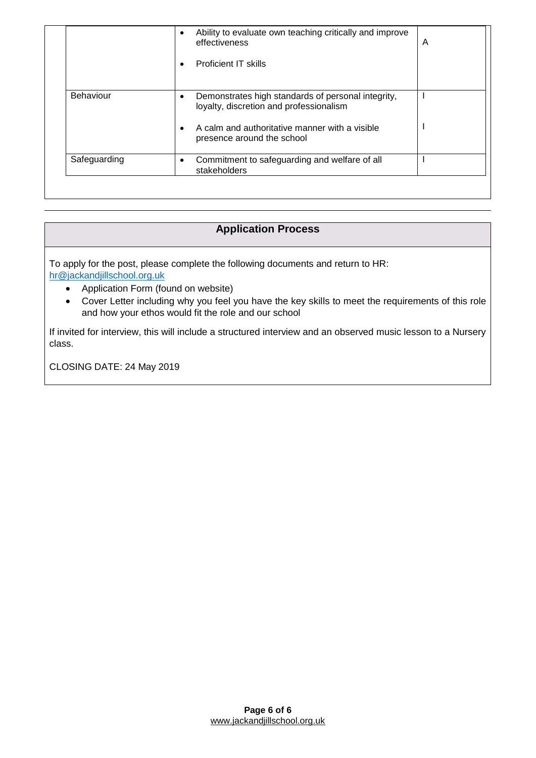| | | |
|---|---|---|
| | • Ability to evaluate own teaching critically and improve effectiveness<br>• Proficient IT skills | A |
| Behaviour | • Demonstrates high standards of personal integrity, loyalty, discretion and professionalism<br>• A calm and authoritative manner with a visible presence around the school | I<br><br>I |
| Safeguarding | • Commitment to safeguarding and welfare of all stakeholders | I |

## Application Process

To apply for the post, please complete the following documents and return to HR: hr@jackandjillschool.org.uk

- Application Form (found on website)
- Cover Letter including why you feel you have the key skills to meet the requirements of this role and how your ethos would fit the role and our school

If invited for interview, this will include a structured interview and an observed music lesson to a Nursery class.

CLOSING DATE: 24 May 2019

www.jackandjillschool.org.uk